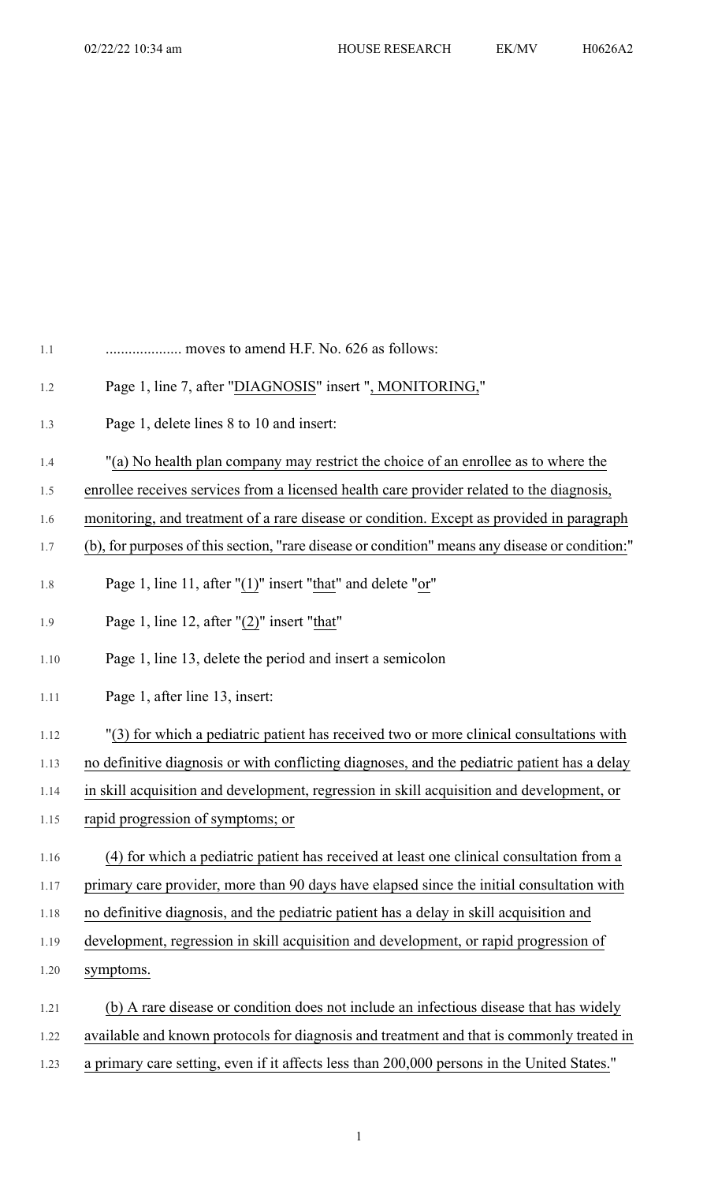.................... moves to amend H.F. No. 626 as follows:

Page 1, line 7, after "DIAGNOSIS" insert ", MONITORING,"

Page 1, delete lines 8 to 10 and insert:

"(a) No health plan company may restrict the choice of an enrollee as to where the enrollee receives services from a licensed health care provider related to the diagnosis, monitoring, and treatment of a rare disease or condition. Except as provided in paragraph (b), for purposes of this section, "rare disease or condition" means any disease or condition:"

Page 1, line 11, after "(1)" insert "that" and delete "or"

Page 1, line 12, after "(2)" insert "that"

Page 1, line 13, delete the period and insert a semicolon

Page 1, after line 13, insert:

"(3) for which a pediatric patient has received two or more clinical consultations with no definitive diagnosis or with conflicting diagnoses, and the pediatric patient has a delay in skill acquisition and development, regression in skill acquisition and development, or rapid progression of symptoms; or

(4) for which a pediatric patient has received at least one clinical consultation from a primary care provider, more than 90 days have elapsed since the initial consultation with no definitive diagnosis, and the pediatric patient has a delay in skill acquisition and development, regression in skill acquisition and development, or rapid progression of symptoms.

(b) A rare disease or condition does not include an infectious disease that has widely available and known protocols for diagnosis and treatment and that is commonly treated in a primary care setting, even if it affects less than 200,000 persons in the United States."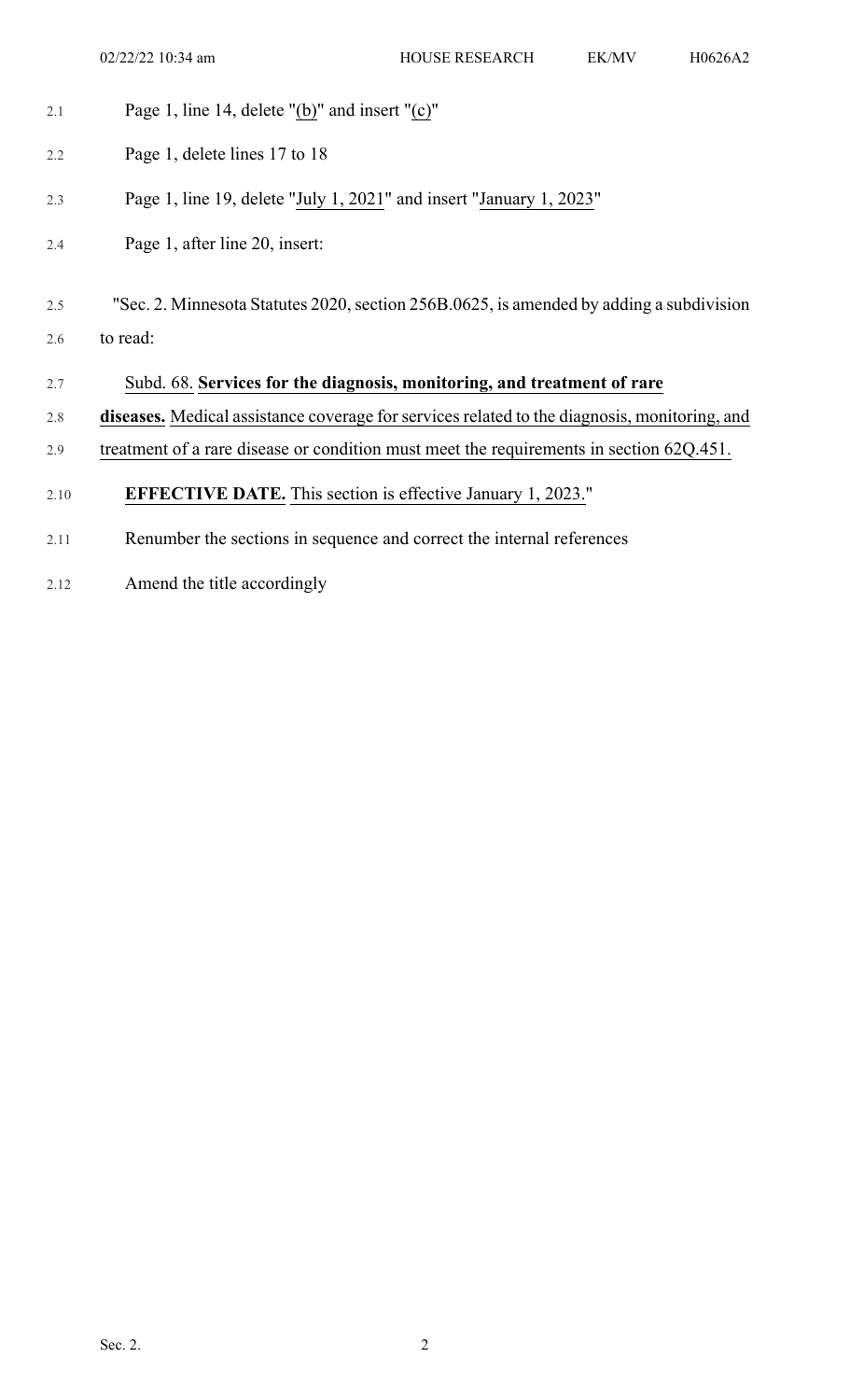Page 1, line 14, delete "(b)" and insert "(c)"

Page 1, delete lines 17 to 18

Page 1, line 19, delete "July 1, 2021" and insert "January 1, 2023"

Page 1, after line 20, insert:

"Sec. 2. Minnesota Statutes 2020, section 256B.0625, is amended by adding a subdivision to read:

Subd. 68. **Services for the diagnosis, monitoring, and treatment of rare diseases.** Medical assistance coverage for services related to the diagnosis, monitoring, and treatment of a rare disease or condition must meet the requirements in section 62Q.451.

**EFFECTIVE DATE.** This section is effective January 1, 2023."

Renumber the sections in sequence and correct the internal references

Amend the title accordingly